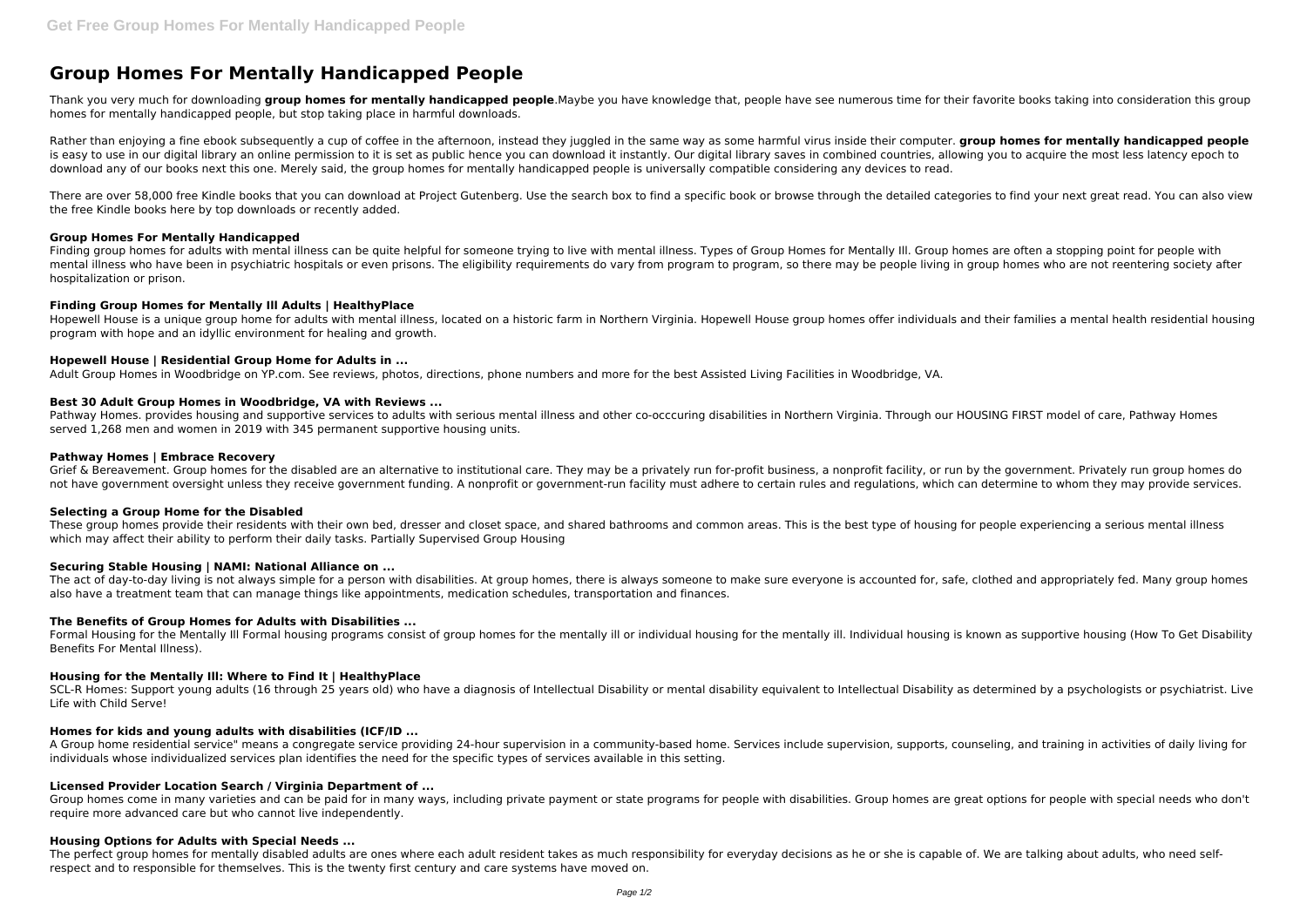# Group Homes For Mentally Handicapped People

Thank you very much for downloading **group homes for mentally handicapped people**.Maybe you have knowledge that, people have see numerous time for their favorite books taking into consideration this group homes for mentally handicapped people, but stop taking place in harmful downloads.

Rather than enjoying a fine ebook subsequently a cup of coffee in the afternoon, instead they juggled in the same way as some harmful virus inside their computer. **group homes for mentally handicapped people** is easy to use in our digital library an online permission to it is set as public hence you can download it instantly. Our digital library saves in combined countries, allowing you to acquire the most less latency epoch to download any of our books next this one. Merely said, the group homes for mentally handicapped people is universally compatible considering any devices to read.

There are over 58,000 free Kindle books that you can download at Project Gutenberg. Use the search box to find a specific book or browse through the detailed categories to find your next great read. You can also view the free Kindle books here by top downloads or recently added.

### Group Homes For Mentally Handicapped

Finding group homes for adults with mental illness can be quite helpful for someone trying to live with mental illness. Types of Group Homes for Mentally Ill. Group homes are often a stopping point for people with mental illness who have been in psychiatric hospitals or even prisons. The eligibility requirements do vary from program to program, so there may be people living in group homes who are not reentering society after hospitalization or prison.

### Finding Group Homes for Mentally Ill Adults | HealthyPlace

Hopewell House is a unique group home for adults with mental illness, located on a historic farm in Northern Virginia. Hopewell House group homes offer individuals and their families a mental health residential housing program with hope and an idyllic environment for healing and growth.

### Hopewell House | Residential Group Home for Adults in ...

Adult Group Homes in Woodbridge on YP.com. See reviews, photos, directions, phone numbers and more for the best Assisted Living Facilities in Woodbridge, VA.

### Best 30 Adult Group Homes in Woodbridge, VA with Reviews ...

Pathway Homes. provides housing and supportive services to adults with serious mental illness and other co-occcuring disabilities in Northern Virginia. Through our HOUSING FIRST model of care, Pathway Homes served 1,268 men and women in 2019 with 345 permanent supportive housing units.

### Pathway Homes | Embrace Recovery

Grief & Bereavement. Group homes for the disabled are an alternative to institutional care. They may be a privately run for-profit business, a nonprofit facility, or run by the government. Privately run group homes do not have government oversight unless they receive government funding. A nonprofit or government-run facility must adhere to certain rules and regulations, which can determine to whom they may provide services.

### Selecting a Group Home for the Disabled

These group homes provide their residents with their own bed, dresser and closet space, and shared bathrooms and common areas. This is the best type of housing for people experiencing a serious mental illness which may affect their ability to perform their daily tasks. Partially Supervised Group Housing

### Securing Stable Housing | NAMI: National Alliance on ...

The act of day-to-day living is not always simple for a person with disabilities. At group homes, there is always someone to make sure everyone is accounted for, safe, clothed and appropriately fed. Many group homes also have a treatment team that can manage things like appointments, medication schedules, transportation and finances.

### The Benefits of Group Homes for Adults with Disabilities ...

Formal Housing for the Mentally Ill Formal housing programs consist of group homes for the mentally ill or individual housing for the mentally ill. Individual housing is known as supportive housing (How To Get Disability Benefits For Mental Illness).

### Housing for the Mentally Ill: Where to Find It | HealthyPlace

SCL-R Homes: Support young adults (16 through 25 years old) who have a diagnosis of Intellectual Disability or mental disability equivalent to Intellectual Disability as determined by a psychologists or psychiatrist. Live Life with Child Serve!

### Homes for kids and young adults with disabilities (ICF/ID ...

A Group home residential service" means a congregate service providing 24-hour supervision in a community-based home. Services include supervision, supports, counseling, and training in activities of daily living for individuals whose individualized services plan identifies the need for the specific types of services available in this setting.

### Licensed Provider Location Search / Virginia Department of ...

Group homes come in many varieties and can be paid for in many ways, including private payment or state programs for people with disabilities. Group homes are great options for people with special needs who don't require more advanced care but who cannot live independently.

### Housing Options for Adults with Special Needs ...

The perfect group homes for mentally disabled adults are ones where each adult resident takes as much responsibility for everyday decisions as he or she is capable of. We are talking about adults, who need self-respect and to responsible for themselves. This is the twenty first century and care systems have moved on.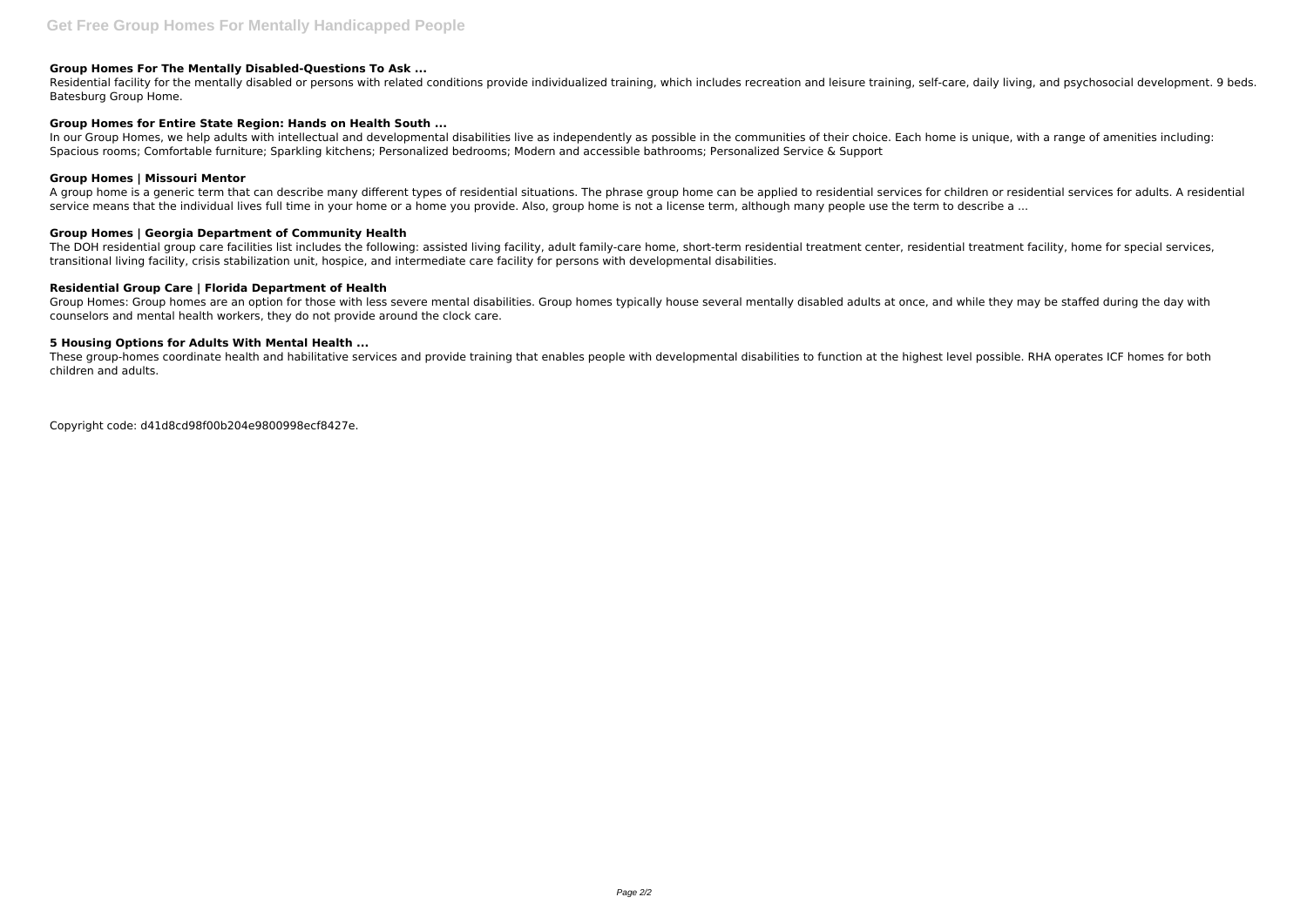### Group Homes For The Mentally Disabled-Questions To Ask ...

Residential facility for the mentally disabled or persons with related conditions provide individualized training, which includes recreation and leisure training, self-care, daily living, and psychosocial development. 9 beds. Batesburg Group Home.

### Group Homes for Entire State Region: Hands on Health South ...

In our Group Homes, we help adults with intellectual and developmental disabilities live as independently as possible in the communities of their choice. Each home is unique, with a range of amenities including: Spacious rooms; Comfortable furniture; Sparkling kitchens; Personalized bedrooms; Modern and accessible bathrooms; Personalized Service & Support

### Group Homes | Missouri Mentor

A group home is a generic term that can describe many different types of residential situations. The phrase group home can be applied to residential services for children or residential services for adults. A residential service means that the individual lives full time in your home or a home you provide. Also, group home is not a license term, although many people use the term to describe a ...

### Group Homes | Georgia Department of Community Health

The DOH residential group care facilities list includes the following: assisted living facility, adult family-care home, short-term residential treatment center, residential treatment facility, home for special services, transitional living facility, crisis stabilization unit, hospice, and intermediate care facility for persons with developmental disabilities.

### Residential Group Care | Florida Department of Health

Group Homes: Group homes are an option for those with less severe mental disabilities. Group homes typically house several mentally disabled adults at once, and while they may be staffed during the day with counselors and mental health workers, they do not provide around the clock care.

### 5 Housing Options for Adults With Mental Health ...

These group-homes coordinate health and habilitative services and provide training that enables people with developmental disabilities to function at the highest level possible. RHA operates ICF homes for both children and adults.

Copyright code: d41d8cd98f00b204e9800998ecf8427e.